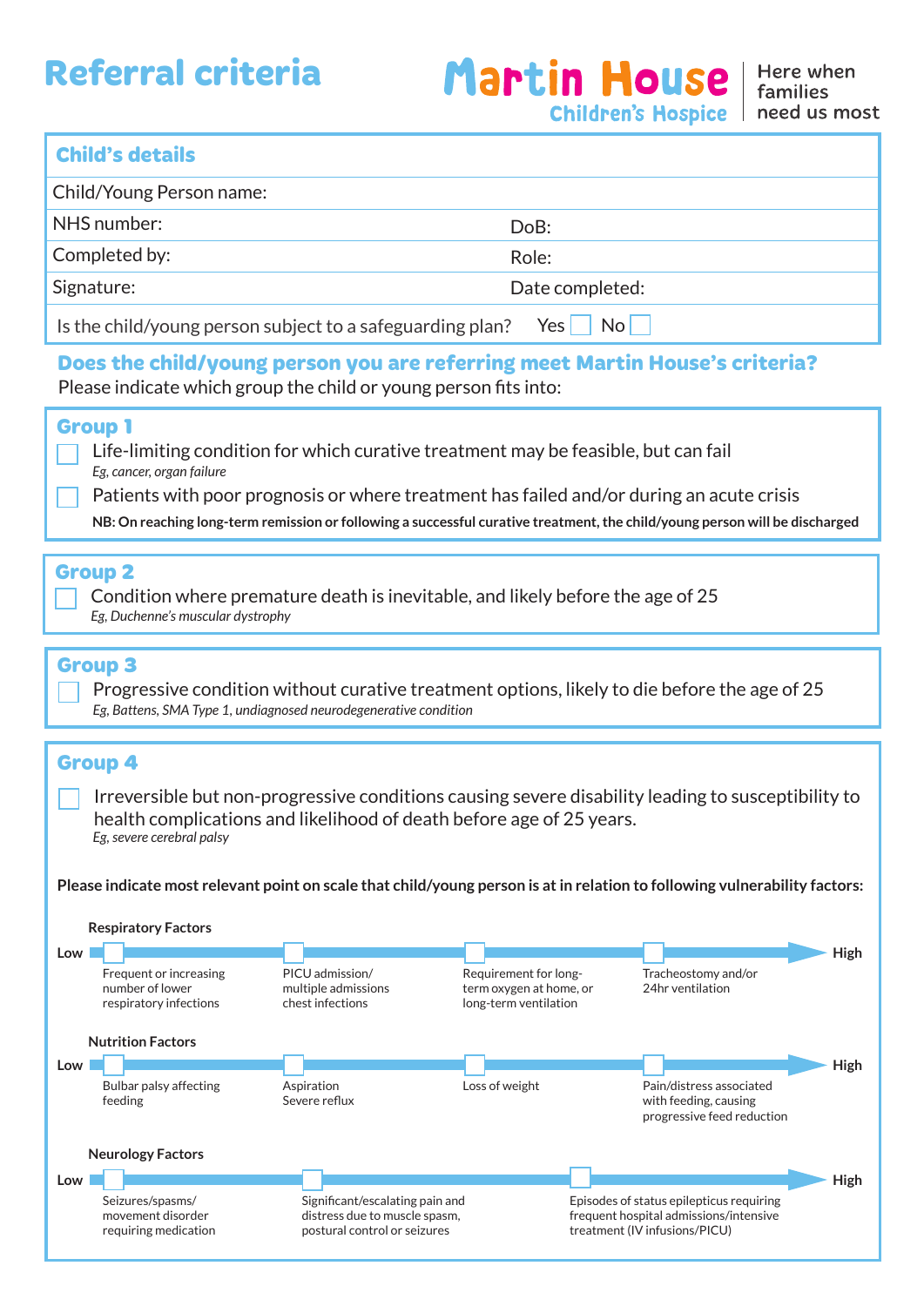# Referral criteria

**Martin House Children's Hospice** | Here when families need us most

## Child's details

| | |
|---|---|
| Child/Young Person name: | |
| NHS number: | DoB: |
| Completed by: | Role: |
| Signature: | Date completed: |

Is the child/young person subject to a safeguarding plan? Yes ☐ No ☐

## Does the child/young person you are referring meet Martin House's criteria?

Please indicate which group the child or young person fits into:

### Group 1

☐ Life-limiting condition for which curative treatment may be feasible, but can fail
*Eg, cancer, organ failure*

☐ Patients with poor prognosis or where treatment has failed and/or during an acute crisis

**NB: On reaching long-term remission or following a successful curative treatment, the child/young person will be discharged**

### Group 2

☐ Condition where premature death is inevitable, and likely before the age of 25
*Eg, Duchenne's muscular dystrophy*

### Group 3

☐ Progressive condition without curative treatment options, likely to die before the age of 25
*Eg, Battens, SMA Type 1, undiagnosed neurodegenerative condition*

### Group 4

☐ Irreversible but non-progressive conditions causing severe disability leading to susceptibility to health complications and likelihood of death before age of 25 years.
*Eg, severe cerebral palsy*

**Please indicate most relevant point on scale that child/young person is at in relation to following vulnerability factors:**

**Respiratory Factors**

Low → High

- ☐ Frequent or increasing number of lower respiratory infections
- ☐ PICU admission/ multiple admissions chest infections
- ☐ Requirement for long-term oxygen at home, or long-term ventilation
- ☐ Tracheostomy and/or 24hr ventilation

**Nutrition Factors**

Low → High

- ☐ Bulbar palsy affecting feeding
- ☐ Aspiration Severe reflux
- ☐ Loss of weight
- ☐ Pain/distress associated with feeding, causing progressive feed reduction

**Neurology Factors**

Low → High

- ☐ Seizures/spasms/ movement disorder requiring medication
- ☐ Significant/escalating pain and distress due to muscle spasm, postural control or seizures
- ☐ Episodes of status epilepticus requiring frequent hospital admissions/intensive treatment (IV infusions/PICU)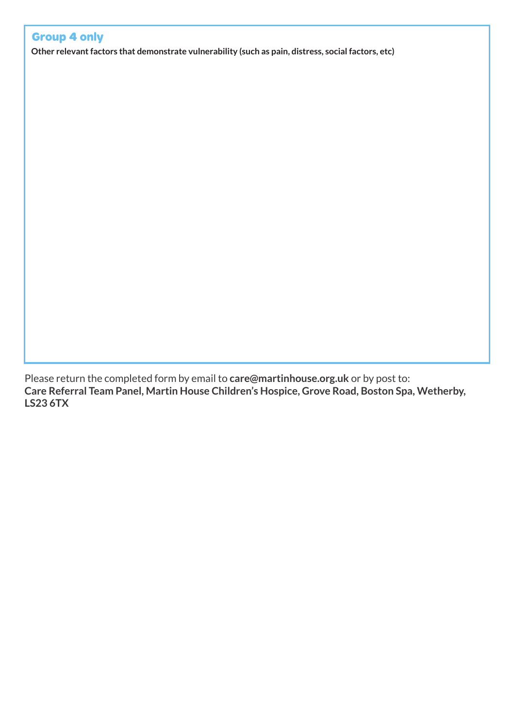## Group 4 only

**Other relevant factors that demonstrate vulnerability (such as pain, distress, social factors, etc)**

Please return the completed form by email to **care@martinhouse.org.uk** or by post to:
**Care Referral Team Panel, Martin House Children's Hospice, Grove Road, Boston Spa, Wetherby, LS23 6TX**